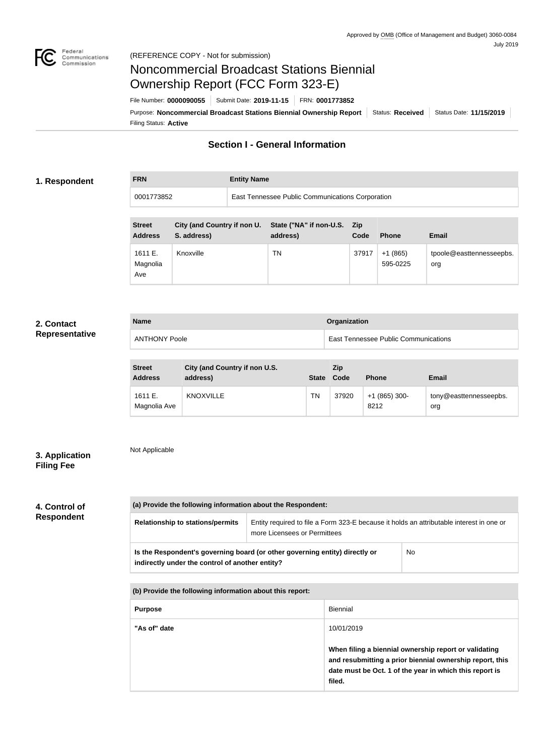Approved by OMB (Office of Management and Budget) 3060-0084
July 2019

(REFERENCE COPY - Not for submission)

# Noncommercial Broadcast Stations Biennial Ownership Report (FCC Form 323-E)

File Number: **0000090055** | Submit Date: **2019-11-15** | FRN: **0001773852**

Purpose: **Noncommercial Broadcast Stations Biennial Ownership Report** | Status: **Received** | Status Date: **11/15/2019**

Filing Status: **Active**

## Section I - General Information

### 1. Respondent

| FRN | Entity Name |
| --- | --- |
| 0001773852 | East Tennessee Public Communications Corporation |

| Street Address | City (and Country if non U. S. address) | State ("NA" if non-U.S. address) | Zip Code | Phone | Email |
| --- | --- | --- | --- | --- | --- |
| 1611 E. Magnolia Ave | Knoxville | TN | 37917 | +1 (865) 595-0225 | tpoole@easttennesseepbs.org |

### 2. Contact Representative

| Name | Organization |
| --- | --- |
| ANTHONY Poole | East Tennessee Public Communications |

| Street Address | City (and Country if non U.S. address) | State | Zip Code | Phone | Email |
| --- | --- | --- | --- | --- | --- |
| 1611 E. Magnolia Ave | KNOXVILLE | TN | 37920 | +1 (865) 300-8212 | tony@easttennesseepbs.org |

### 3. Application Filing Fee

Not Applicable

### 4. Control of Respondent

| (a) Provide the following information about the Respondent: | |
| --- | --- |
| **Relationship to stations/permits** | Entity required to file a Form 323-E because it holds an attributable interest in one or more Licensees or Permittees |
| **Is the Respondent's governing board (or other governing entity) directly or indirectly under the control of another entity?** | No |

| (b) Provide the following information about this report: | |
| --- | --- |
| **Purpose** | Biennial |
| **"As of" date** | 10/01/2019<br><br>**When filing a biennial ownership report or validating and resubmitting a prior biennial ownership report, this date must be Oct. 1 of the year in which this report is filed.** |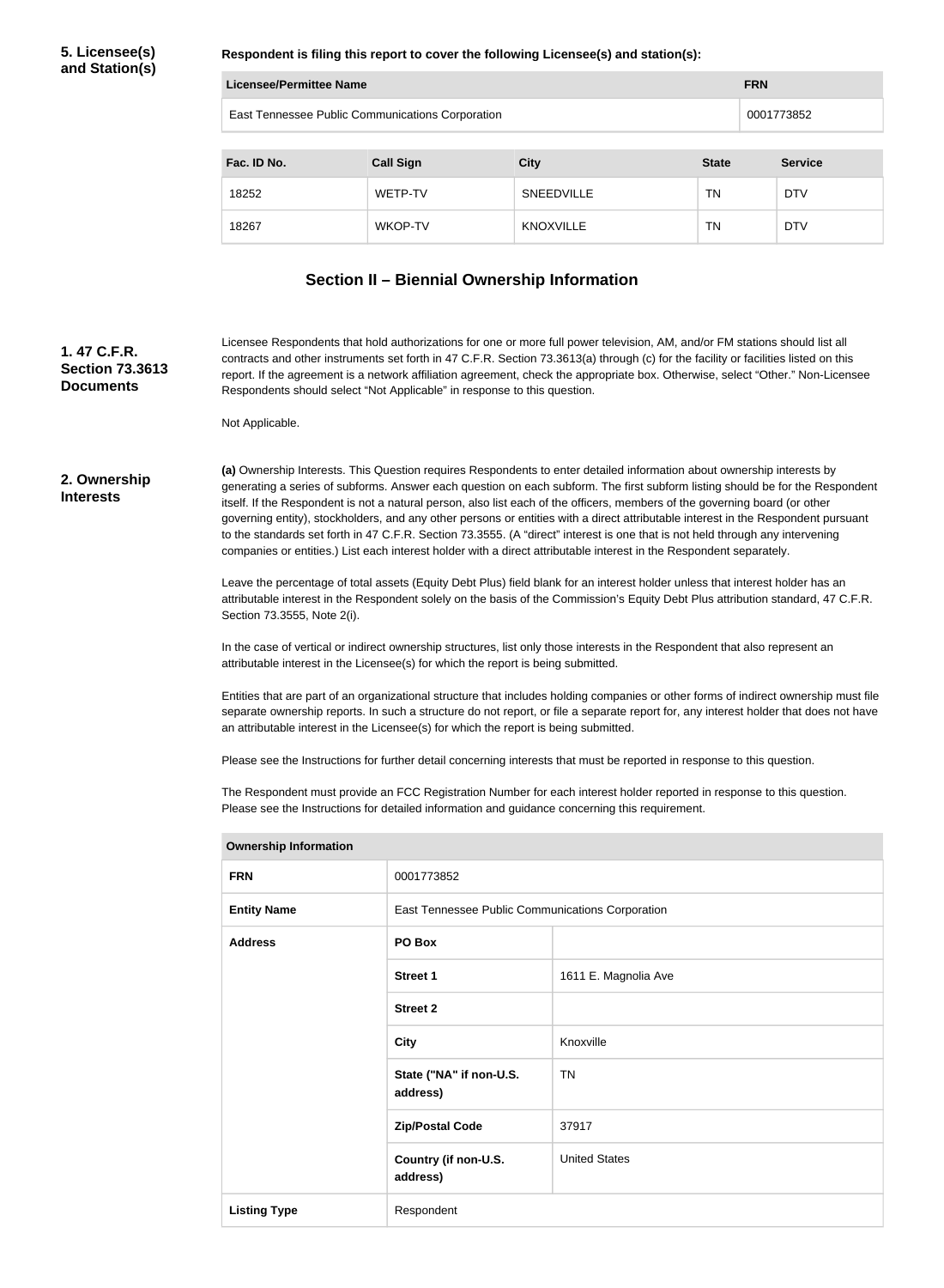**5. Licensee(s) and Station(s)**

**Respondent is filing this report to cover the following Licensee(s) and station(s):**

| Licensee/Permittee Name | FRN |
|---|---|
| East Tennessee Public Communications Corporation | 0001773852 |

| Fac. ID No. | Call Sign | City | State | Service |
|---|---|---|---|---|
| 18252 | WETP-TV | SNEEDVILLE | TN | DTV |
| 18267 | WKOP-TV | KNOXVILLE | TN | DTV |

## Section II – Biennial Ownership Information

**1. 47 C.F.R. Section 73.3613 Documents**

Licensee Respondents that hold authorizations for one or more full power television, AM, and/or FM stations should list all contracts and other instruments set forth in 47 C.F.R. Section 73.3613(a) through (c) for the facility or facilities listed on this report. If the agreement is a network affiliation agreement, check the appropriate box. Otherwise, select "Other." Non-Licensee Respondents should select "Not Applicable" in response to this question.

Not Applicable.

**2. Ownership Interests**

**(a)** Ownership Interests. This Question requires Respondents to enter detailed information about ownership interests by generating a series of subforms. Answer each question on each subform. The first subform listing should be for the Respondent itself. If the Respondent is not a natural person, also list each of the officers, members of the governing board (or other governing entity), stockholders, and any other persons or entities with a direct attributable interest in the Respondent pursuant to the standards set forth in 47 C.F.R. Section 73.3555. (A "direct" interest is one that is not held through any intervening companies or entities.) List each interest holder with a direct attributable interest in the Respondent separately.

Leave the percentage of total assets (Equity Debt Plus) field blank for an interest holder unless that interest holder has an attributable interest in the Respondent solely on the basis of the Commission's Equity Debt Plus attribution standard, 47 C.F.R. Section 73.3555, Note 2(i).

In the case of vertical or indirect ownership structures, list only those interests in the Respondent that also represent an attributable interest in the Licensee(s) for which the report is being submitted.

Entities that are part of an organizational structure that includes holding companies or other forms of indirect ownership must file separate ownership reports. In such a structure do not report, or file a separate report for, any interest holder that does not have an attributable interest in the Licensee(s) for which the report is being submitted.

Please see the Instructions for further detail concerning interests that must be reported in response to this question.

The Respondent must provide an FCC Registration Number for each interest holder reported in response to this question. Please see the Instructions for detailed information and guidance concerning this requirement.

| Ownership Information | | |
|---|---|---|
| **FRN** | 0001773852 | |
| **Entity Name** | East Tennessee Public Communications Corporation | |
| **Address** | **PO Box** | |
| | **Street 1** | 1611 E. Magnolia Ave |
| | **Street 2** | |
| | **City** | Knoxville |
| | **State ("NA" if non-U.S. address)** | TN |
| | **Zip/Postal Code** | 37917 |
| | **Country (if non-U.S. address)** | United States |
| **Listing Type** | Respondent | |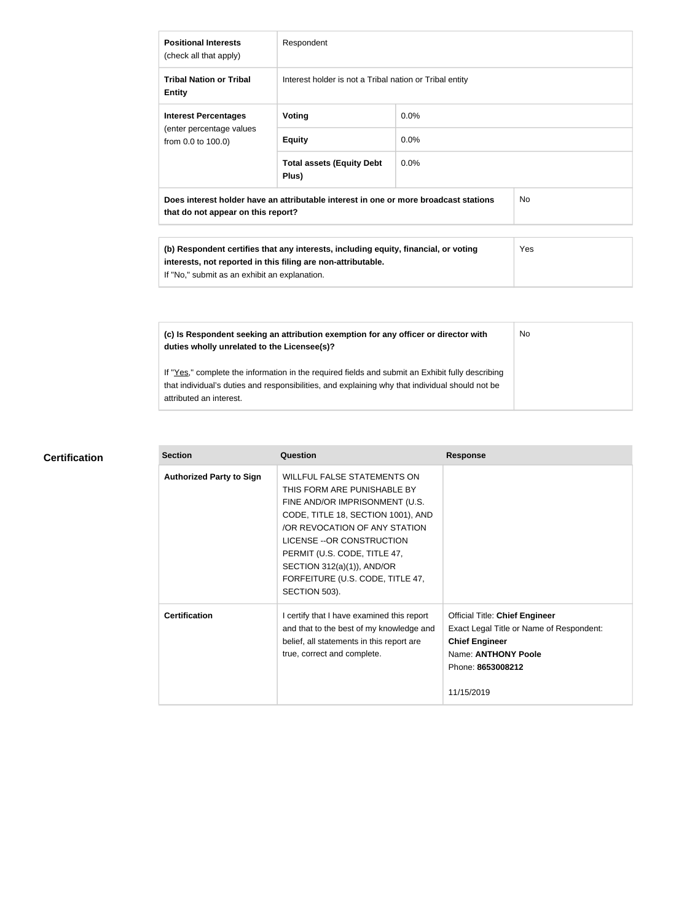| | | |
|---|---|---|
| **Positional Interests** (check all that apply) | Respondent | |
| **Tribal Nation or Tribal Entity** | Interest holder is not a Tribal nation or Tribal entity | |
| **Interest Percentages** (enter percentage values from 0.0 to 100.0) | **Voting** | 0.0% |
| | **Equity** | 0.0% |
| | **Total assets (Equity Debt Plus)** | 0.0% |
| **Does interest holder have an attributable interest in one or more broadcast stations that do not appear on this report?** | | No |

| | |
|---|---|
| **(b) Respondent certifies that any interests, including equity, financial, or voting interests, not reported in this filing are non-attributable.** If "No," submit as an exhibit an explanation. | Yes |

| | |
|---|---|
| **(c) Is Respondent seeking an attribution exemption for any officer or director with duties wholly unrelated to the Licensee(s)?** If "Yes," complete the information in the required fields and submit an Exhibit fully describing that individual's duties and responsibilities, and explaining why that individual should not be attributed an interest. | No |

## Certification

| Section | Question | Response |
|---|---|---|
| **Authorized Party to Sign** | WILLFUL FALSE STATEMENTS ON THIS FORM ARE PUNISHABLE BY FINE AND/OR IMPRISONMENT (U.S. CODE, TITLE 18, SECTION 1001), AND /OR REVOCATION OF ANY STATION LICENSE --OR CONSTRUCTION PERMIT (U.S. CODE, TITLE 47, SECTION 312(a)(1)), AND/OR FORFEITURE (U.S. CODE, TITLE 47, SECTION 503). | |
| **Certification** | I certify that I have examined this report and that to the best of my knowledge and belief, all statements in this report are true, correct and complete. | Official Title: **Chief Engineer**<br>Exact Legal Title or Name of Respondent: **Chief Engineer**<br>Name: **ANTHONY Poole**<br>Phone: **8653008212**<br><br>11/15/2019 |